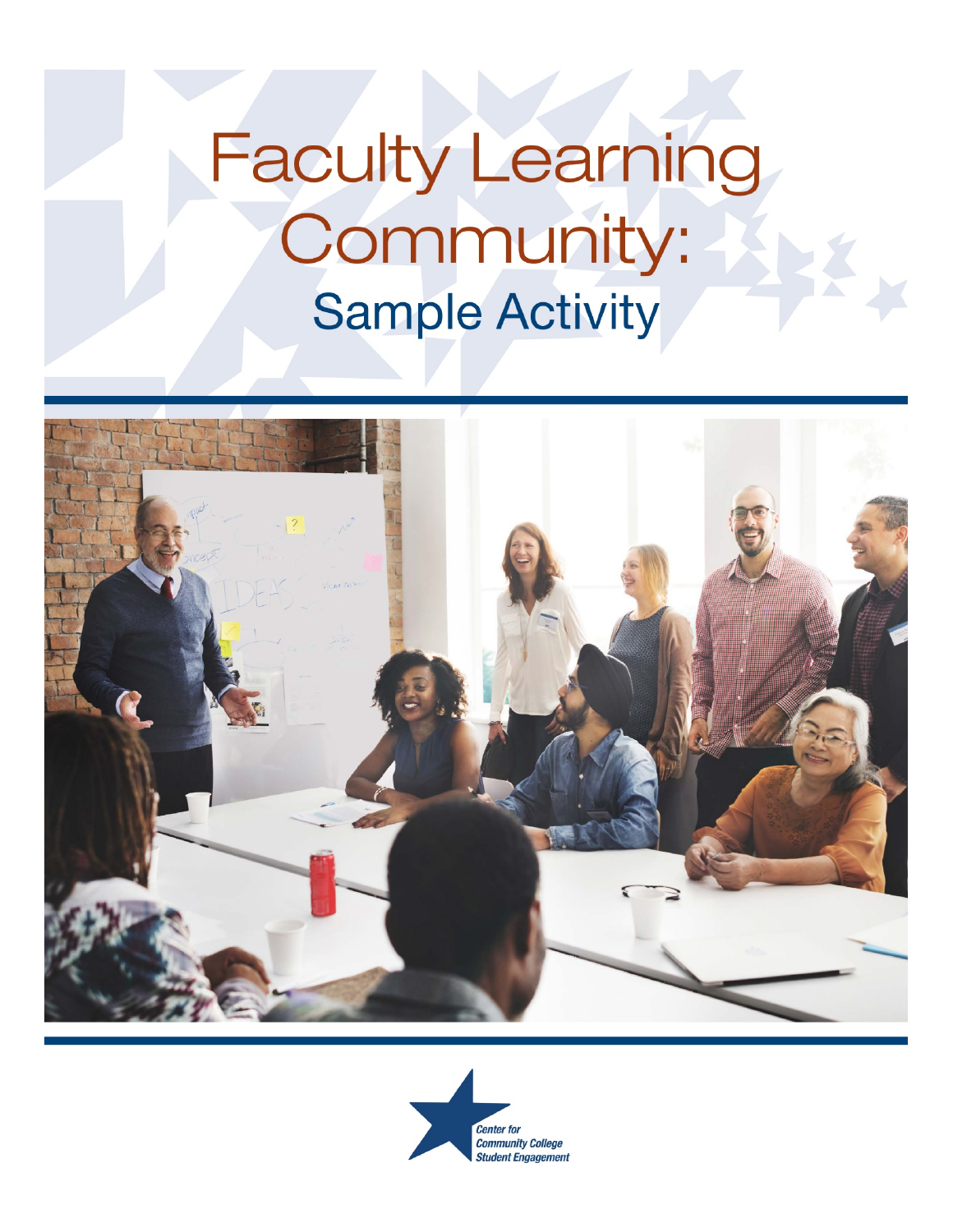# Faculty Learning Community:

## Sample Activity

Center for Community College Student Engagement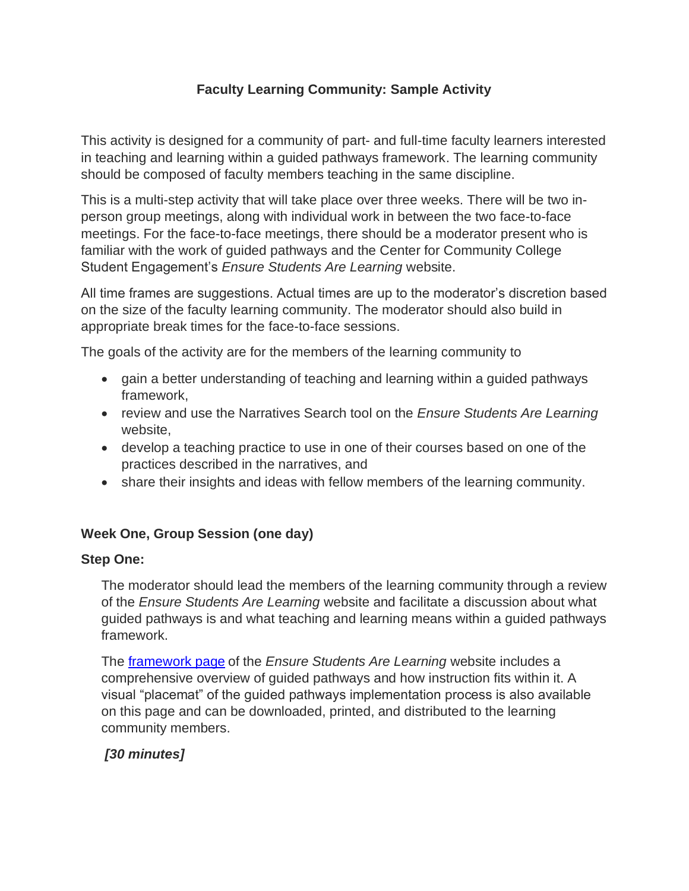# Faculty Learning Community: Sample Activity

This activity is designed for a community of part- and full-time faculty learners interested in teaching and learning within a guided pathways framework. The learning community should be composed of faculty members teaching in the same discipline.

This is a multi-step activity that will take place over three weeks. There will be two in-person group meetings, along with individual work in between the two face-to-face meetings. For the face-to-face meetings, there should be a moderator present who is familiar with the work of guided pathways and the Center for Community College Student Engagement's *Ensure Students Are Learning* website.

All time frames are suggestions. Actual times are up to the moderator's discretion based on the size of the faculty learning community. The moderator should also build in appropriate break times for the face-to-face sessions.

The goals of the activity are for the members of the learning community to

- gain a better understanding of teaching and learning within a guided pathways framework,
- review and use the Narratives Search tool on the *Ensure Students Are Learning* website,
- develop a teaching practice to use in one of their courses based on one of the practices described in the narratives, and
- share their insights and ideas with fellow members of the learning community.

### Week One, Group Session (one day)

**Step One:**

The moderator should lead the members of the learning community through a review of the *Ensure Students Are Learning* website and facilitate a discussion about what guided pathways is and what teaching and learning means within a guided pathways framework.

The framework page of the *Ensure Students Are Learning* website includes a comprehensive overview of guided pathways and how instruction fits within it. A visual "placemat" of the guided pathways implementation process is also available on this page and can be downloaded, printed, and distributed to the learning community members.

***[30 minutes]***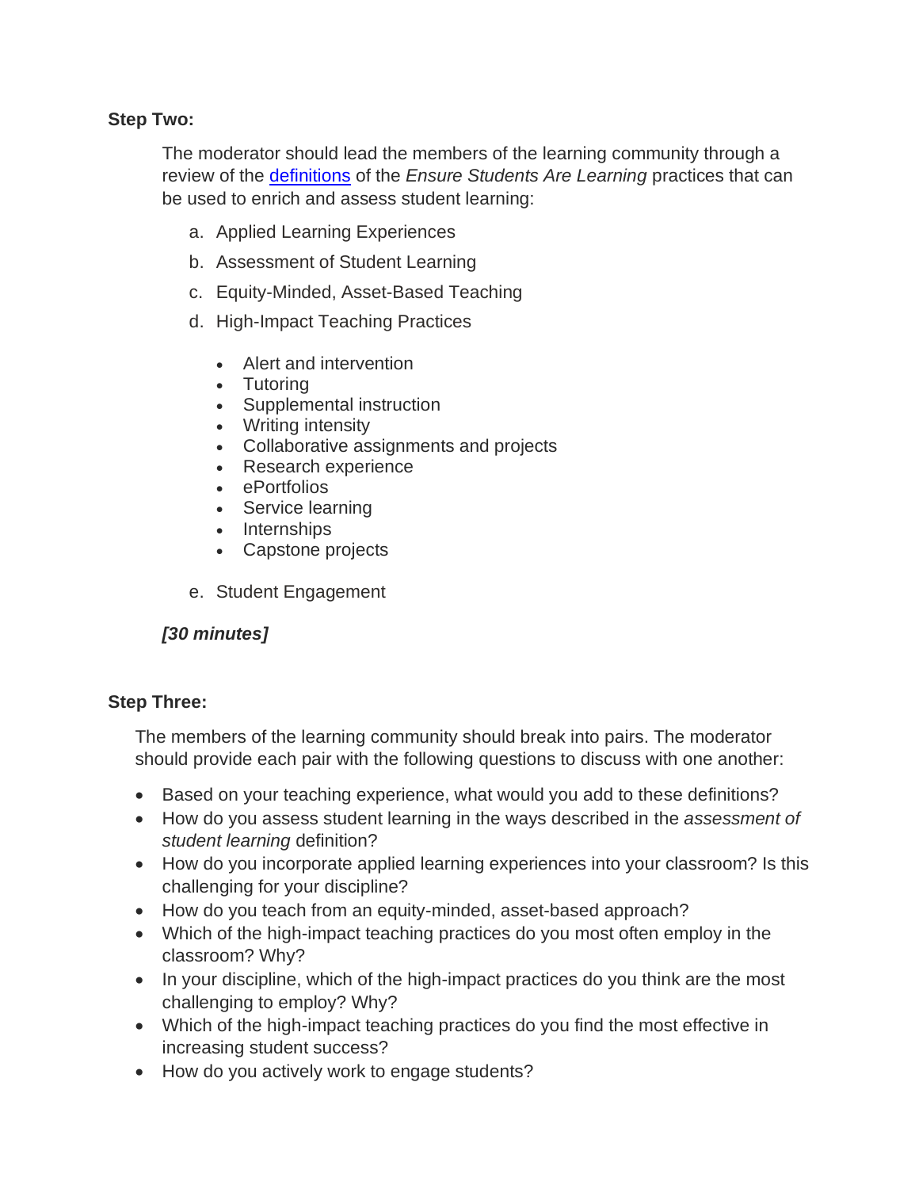**Step Two:**

The moderator should lead the members of the learning community through a review of the [definitions](#) of the *Ensure Students Are Learning* practices that can be used to enrich and assess student learning:

a. Applied Learning Experiences
b. Assessment of Student Learning
c. Equity-Minded, Asset-Based Teaching
d. High-Impact Teaching Practices
    - Alert and intervention
    - Tutoring
    - Supplemental instruction
    - Writing intensity
    - Collaborative assignments and projects
    - Research experience
    - ePortfolios
    - Service learning
    - Internships
    - Capstone projects
e. Student Engagement

***[30 minutes]***

**Step Three:**

The members of the learning community should break into pairs. The moderator should provide each pair with the following questions to discuss with one another:

- Based on your teaching experience, what would you add to these definitions?
- How do you assess student learning in the ways described in the *assessment of student learning* definition?
- How do you incorporate applied learning experiences into your classroom? Is this challenging for your discipline?
- How do you teach from an equity-minded, asset-based approach?
- Which of the high-impact teaching practices do you most often employ in the classroom? Why?
- In your discipline, which of the high-impact practices do you think are the most challenging to employ? Why?
- Which of the high-impact teaching practices do you find the most effective in increasing student success?
- How do you actively work to engage students?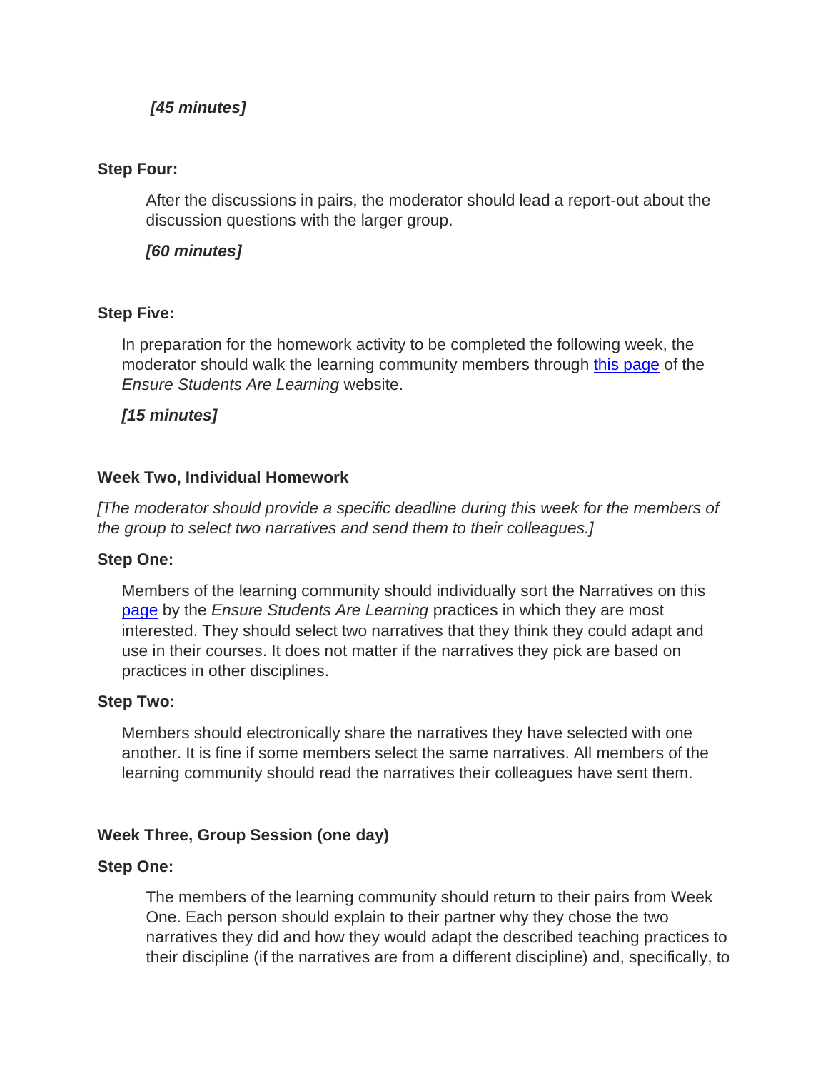*[45 minutes]*

**Step Four:**

After the discussions in pairs, the moderator should lead a report-out about the discussion questions with the larger group.

*[60 minutes]*

**Step Five:**

In preparation for the homework activity to be completed the following week, the moderator should walk the learning community members through [this page]() of the *Ensure Students Are Learning* website.

*[15 minutes]*

**Week Two, Individual Homework**

*[The moderator should provide a specific deadline during this week for the members of the group to select two narratives and send them to their colleagues.]*

**Step One:**

Members of the learning community should individually sort the Narratives on this [page]() by the *Ensure Students Are Learning* practices in which they are most interested. They should select two narratives that they think they could adapt and use in their courses. It does not matter if the narratives they pick are based on practices in other disciplines.

**Step Two:**

Members should electronically share the narratives they have selected with one another. It is fine if some members select the same narratives. All members of the learning community should read the narratives their colleagues have sent them.

**Week Three, Group Session (one day)**

**Step One:**

The members of the learning community should return to their pairs from Week One. Each person should explain to their partner why they chose the two narratives they did and how they would adapt the described teaching practices to their discipline (if the narratives are from a different discipline) and, specifically, to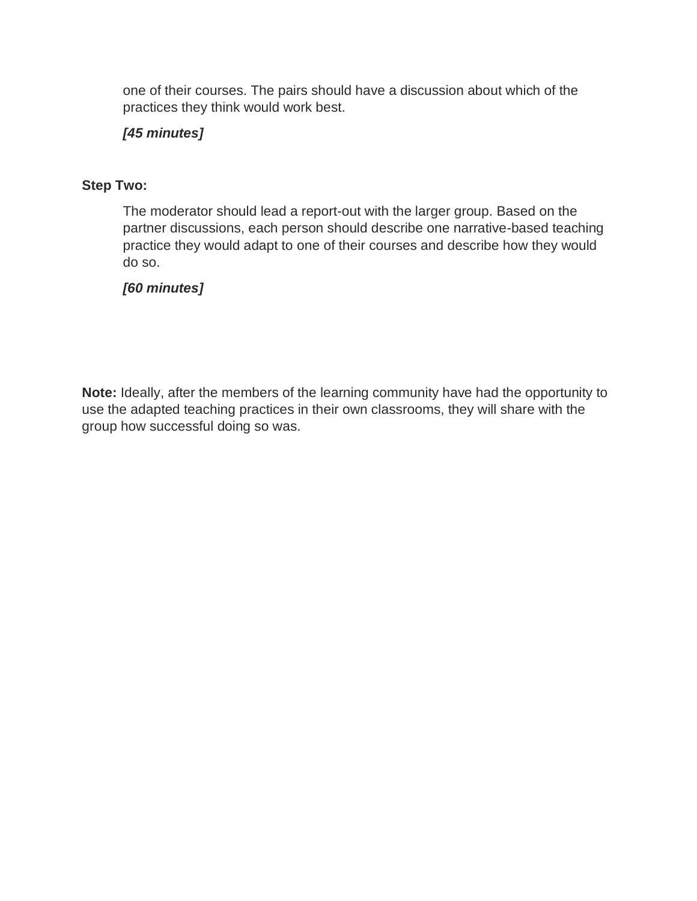one of their courses. The pairs should have a discussion about which of the practices they think would work best.

***[45 minutes]***

**Step Two:**

The moderator should lead a report-out with the larger group. Based on the partner discussions, each person should describe one narrative-based teaching practice they would adapt to one of their courses and describe how they would do so.

***[60 minutes]***

**Note:** Ideally, after the members of the learning community have had the opportunity to use the adapted teaching practices in their own classrooms, they will share with the group how successful doing so was.